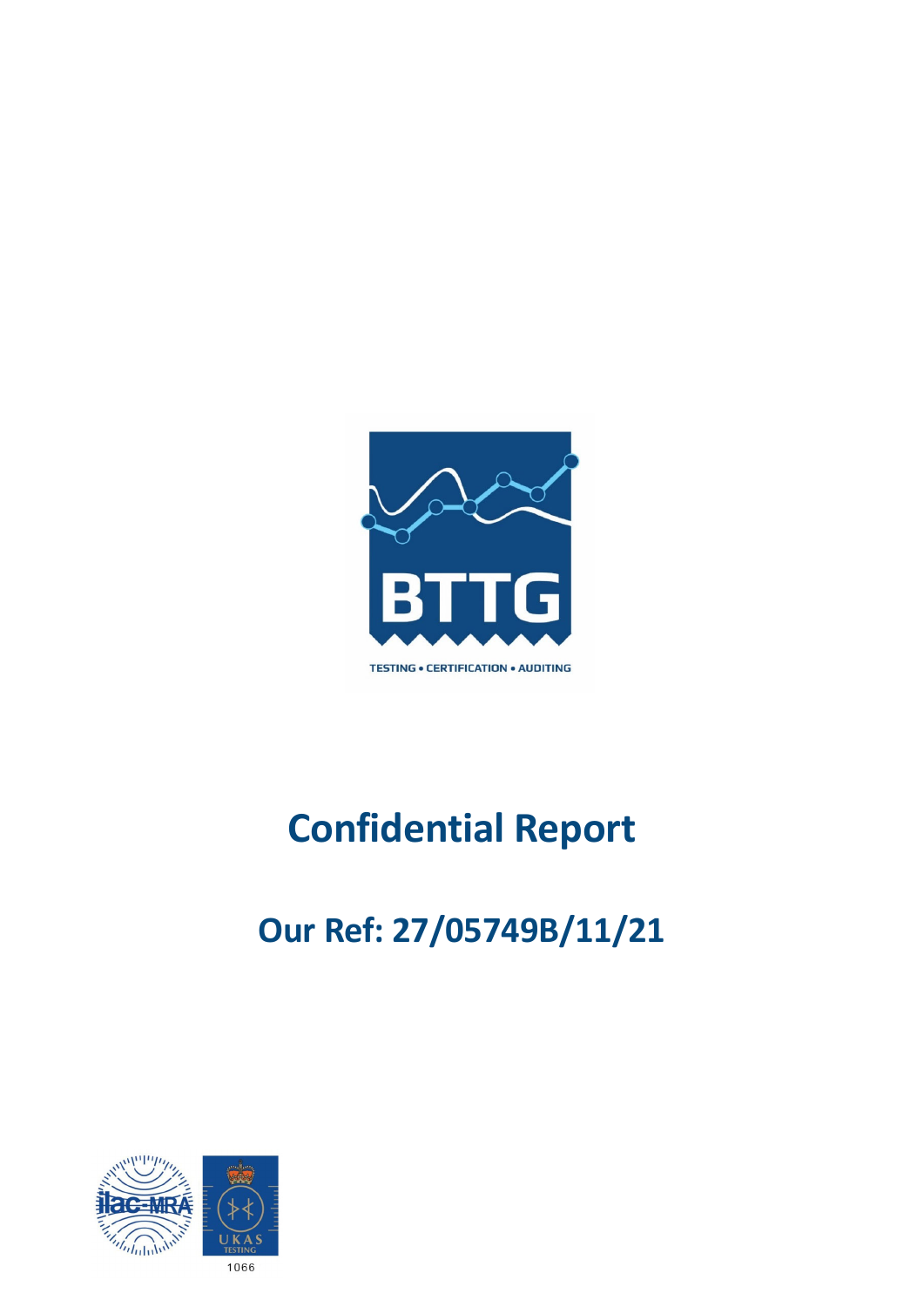BTTG

TESTING • CERTIFICATION • AUDITING

# Confidential Report

## Our Ref: 27/05749B/11/21

1066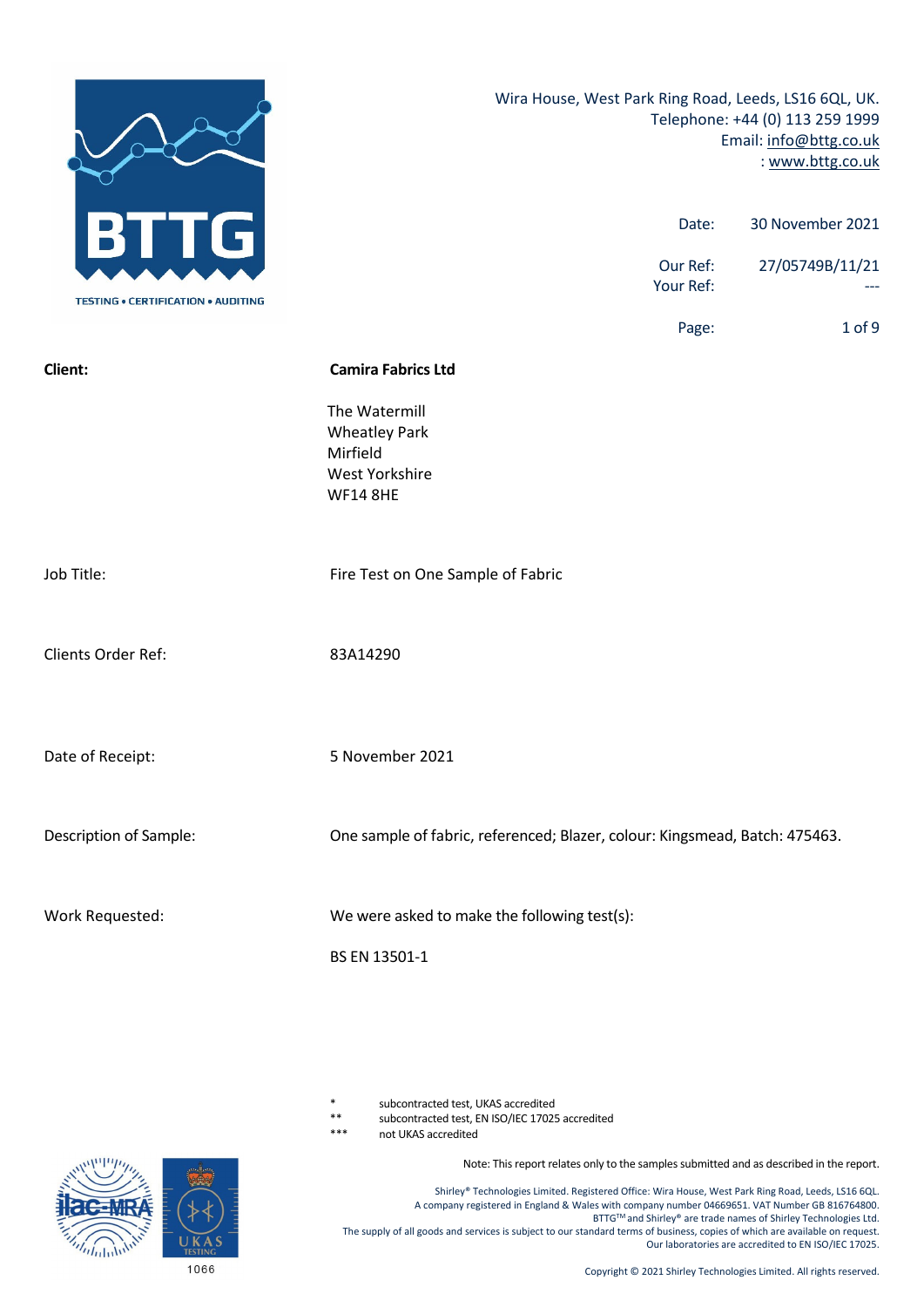Wira House, West Park Ring Road, Leeds, LS16 6QL, UK.
Telephone: +44 (0) 113 259 1999
Email: info@bttg.co.uk
: www.bttg.co.uk

| | |
|---|---|
| Date: | 30 November 2021 |
| Our Ref: | 27/05749B/11/21 |
| Your Ref: | --- |

**Client:** **Camira Fabrics Ltd**

The Watermill
Wheatley Park
Mirfield
West Yorkshire
WF14 8HE

Job Title: Fire Test on One Sample of Fabric

Clients Order Ref: 83A14290

Date of Receipt: 5 November 2021

Description of Sample: One sample of fabric, referenced; Blazer, colour: Kingsmead, Batch: 475463.

Work Requested: We were asked to make the following test(s):

BS EN 13501-1

| | |
|---|---|
| * | subcontracted test, UKAS accredited |
| ** | subcontracted test, EN ISO/IEC 17025 accredited |
| *** | not UKAS accredited |

Note: This report relates only to the samples submitted and as described in the report.

Shirley® Technologies Limited. Registered Office: Wira House, West Park Ring Road, Leeds, LS16 6QL.
A company registered in England & Wales with company number 04669651. VAT Number GB 816764800.
BTTG™ and Shirley® are trade names of Shirley Technologies Ltd.
The supply of all goods and services is subject to our standard terms of business, copies of which are available on request.
Our laboratories are accredited to EN ISO/IEC 17025.

1066

Copyright © 2021 Shirley Technologies Limited. All rights reserved.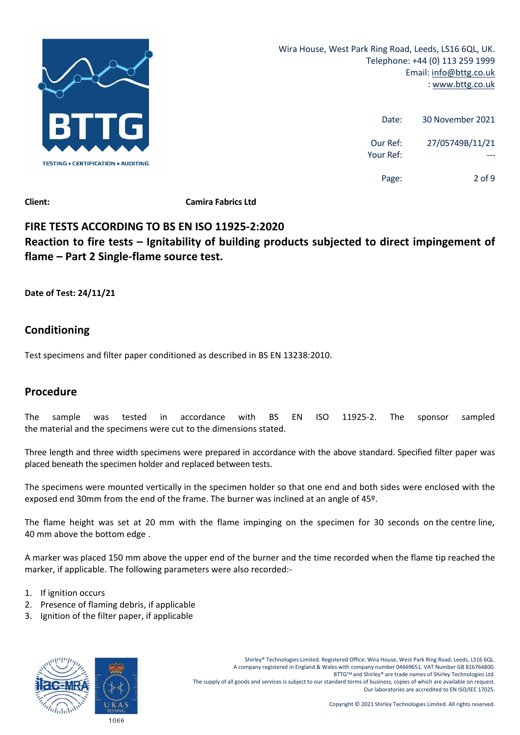**Client:** **Camira Fabrics Ltd**

## FIRE TESTS ACCORDING TO BS EN ISO 11925-2:2020

## Reaction to fire tests – Ignitability of building products subjected to direct impingement of flame – Part 2 Single-flame source test.

**Date of Test: 24/11/21**

## Conditioning

Test specimens and filter paper conditioned as described in BS EN 13238:2010.

## Procedure

The sample was tested in accordance with BS EN ISO 11925-2. The sponsor sampled the material and the specimens were cut to the dimensions stated.

Three length and three width specimens were prepared in accordance with the above standard. Specified filter paper was placed beneath the specimen holder and replaced between tests.

The specimens were mounted vertically in the specimen holder so that one end and both sides were enclosed with the exposed end 30mm from the end of the frame. The burner was inclined at an angle of 45º.

The flame height was set at 20 mm with the flame impinging on the specimen for 30 seconds on the centre line, 40 mm above the bottom edge .

A marker was placed 150 mm above the upper end of the burner and the time recorded when the flame tip reached the marker, if applicable. The following parameters were also recorded:-

1. If ignition occurs
2. Presence of flaming debris, if applicable
3. Ignition of the filter paper, if applicable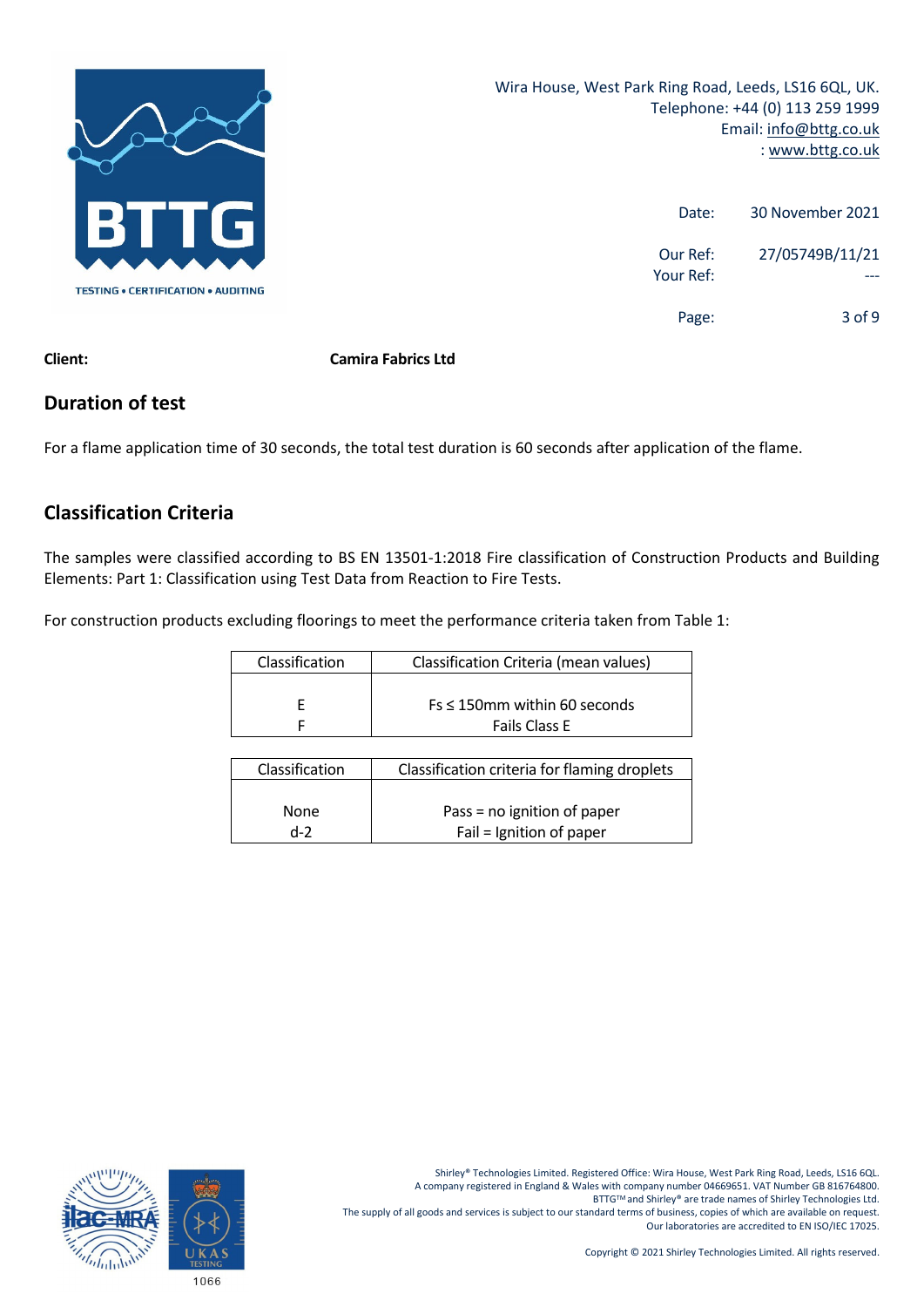**Client:** **Camira Fabrics Ltd**

## Duration of test

For a flame application time of 30 seconds, the total test duration is 60 seconds after application of the flame.

## Classification Criteria

The samples were classified according to BS EN 13501-1:2018 Fire classification of Construction Products and Building Elements: Part 1: Classification using Test Data from Reaction to Fire Tests.

For construction products excluding floorings to meet the performance criteria taken from Table 1:

| Classification | Classification Criteria (mean values) |
|---|---|
| E | Fs ≤ 150mm within 60 seconds |
| F | Fails Class E |

| Classification | Classification criteria for flaming droplets |
|---|---|
| None | Pass = no ignition of paper |
| d-2 | Fail = Ignition of paper |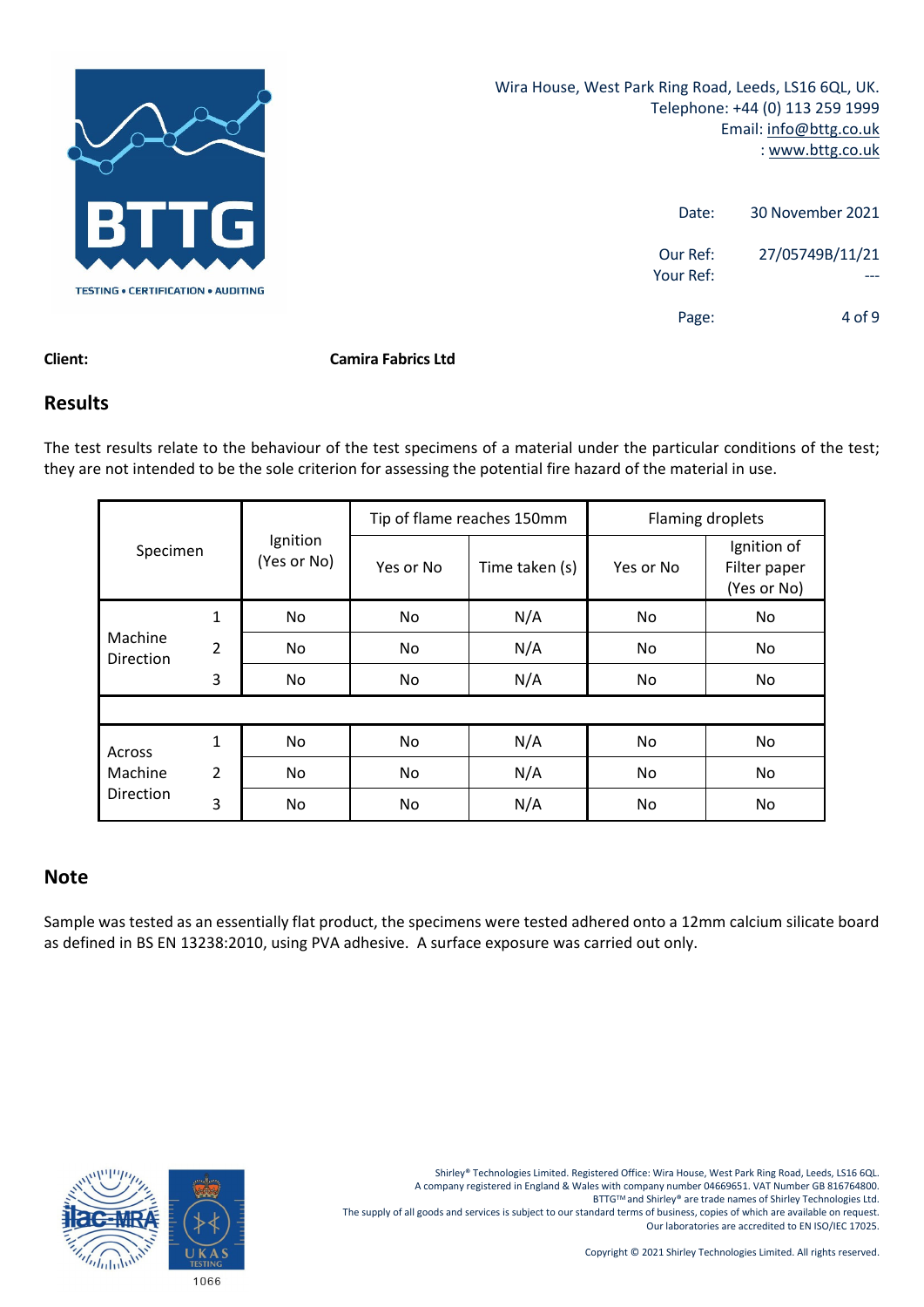Wira House, West Park Ring Road, Leeds, LS16 6QL, UK.
Telephone: +44 (0) 113 259 1999
Email: info@bttg.co.uk
: www.bttg.co.uk

Date: 30 November 2021

Our Ref: 27/05749B/11/21
Your Ref: ---

**Client:** **Camira Fabrics Ltd**

## Results

The test results relate to the behaviour of the test specimens of a material under the particular conditions of the test; they are not intended to be the sole criterion for assessing the potential fire hazard of the material in use.

| Specimen | | Ignition (Yes or No) | Tip of flame reaches 150mm | | Flaming droplets | |
|---|---|---|---|---|---|---|
| | | | Yes or No | Time taken (s) | Yes or No | Ignition of Filter paper (Yes or No) |
| Machine Direction | 1 | No | No | N/A | No | No |
| | 2 | No | No | N/A | No | No |
| | 3 | No | No | N/A | No | No |
| | | | | | | |
| Across Machine Direction | 1 | No | No | N/A | No | No |
| | 2 | No | No | N/A | No | No |
| | 3 | No | No | N/A | No | No |

## Note

Sample was tested as an essentially flat product, the specimens were tested adhered onto a 12mm calcium silicate board as defined in BS EN 13238:2010, using PVA adhesive. A surface exposure was carried out only.

Shirley® Technologies Limited. Registered Office: Wira House, West Park Ring Road, Leeds, LS16 6QL.
A company registered in England & Wales with company number 04669651. VAT Number GB 816764800.
BTTG™ and Shirley® are trade names of Shirley Technologies Ltd.
The supply of all goods and services is subject to our standard terms of business, copies of which are available on request.
Our laboratories are accredited to EN ISO/IEC 17025.

Copyright © 2021 Shirley Technologies Limited. All rights reserved.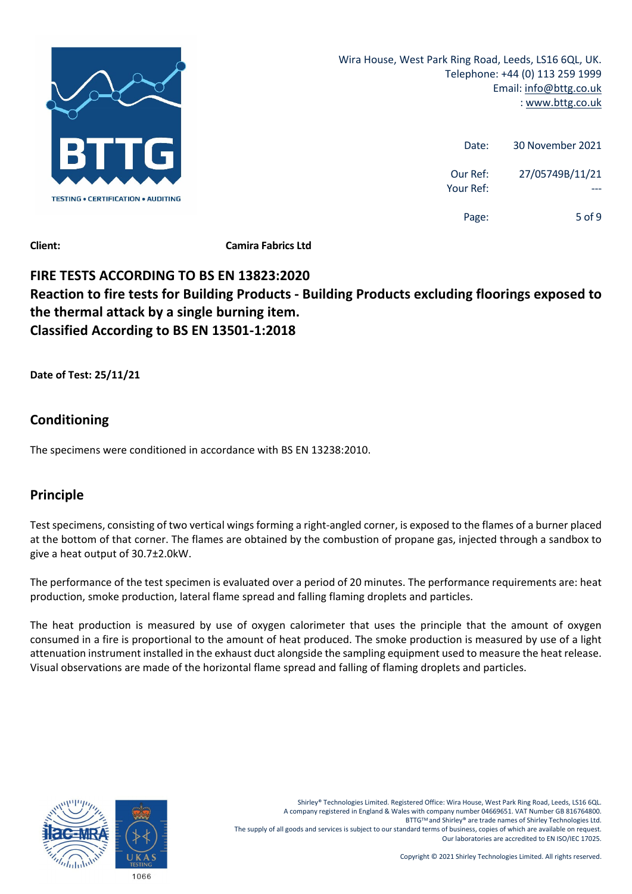Wira House, West Park Ring Road, Leeds, LS16 6QL, UK.
Telephone: +44 (0) 113 259 1999
Email: info@bttg.co.uk
: www.bttg.co.uk

Date: 30 November 2021

Our Ref: 27/05749B/11/21
Your Ref: ---

**Client:** **Camira Fabrics Ltd**

## FIRE TESTS ACCORDING TO BS EN 13823:2020
## Reaction to fire tests for Building Products - Building Products excluding floorings exposed to the thermal attack by a single burning item.
## Classified According to BS EN 13501-1:2018

**Date of Test: 25/11/21**

## Conditioning

The specimens were conditioned in accordance with BS EN 13238:2010.

## Principle

Test specimens, consisting of two vertical wings forming a right-angled corner, is exposed to the flames of a burner placed at the bottom of that corner. The flames are obtained by the combustion of propane gas, injected through a sandbox to give a heat output of 30.7±2.0kW.

The performance of the test specimen is evaluated over a period of 20 minutes. The performance requirements are: heat production, smoke production, lateral flame spread and falling flaming droplets and particles.

The heat production is measured by use of oxygen calorimeter that uses the principle that the amount of oxygen consumed in a fire is proportional to the amount of heat produced. The smoke production is measured by use of a light attenuation instrument installed in the exhaust duct alongside the sampling equipment used to measure the heat release. Visual observations are made of the horizontal flame spread and falling of flaming droplets and particles.

Shirley® Technologies Limited. Registered Office: Wira House, West Park Ring Road, Leeds, LS16 6QL.
A company registered in England & Wales with company number 04669651. VAT Number GB 816764800.
BTTG™ and Shirley® are trade names of Shirley Technologies Ltd.
The supply of all goods and services is subject to our standard terms of business, copies of which are available on request.
Our laboratories are accredited to EN ISO/IEC 17025.

Copyright © 2021 Shirley Technologies Limited. All rights reserved.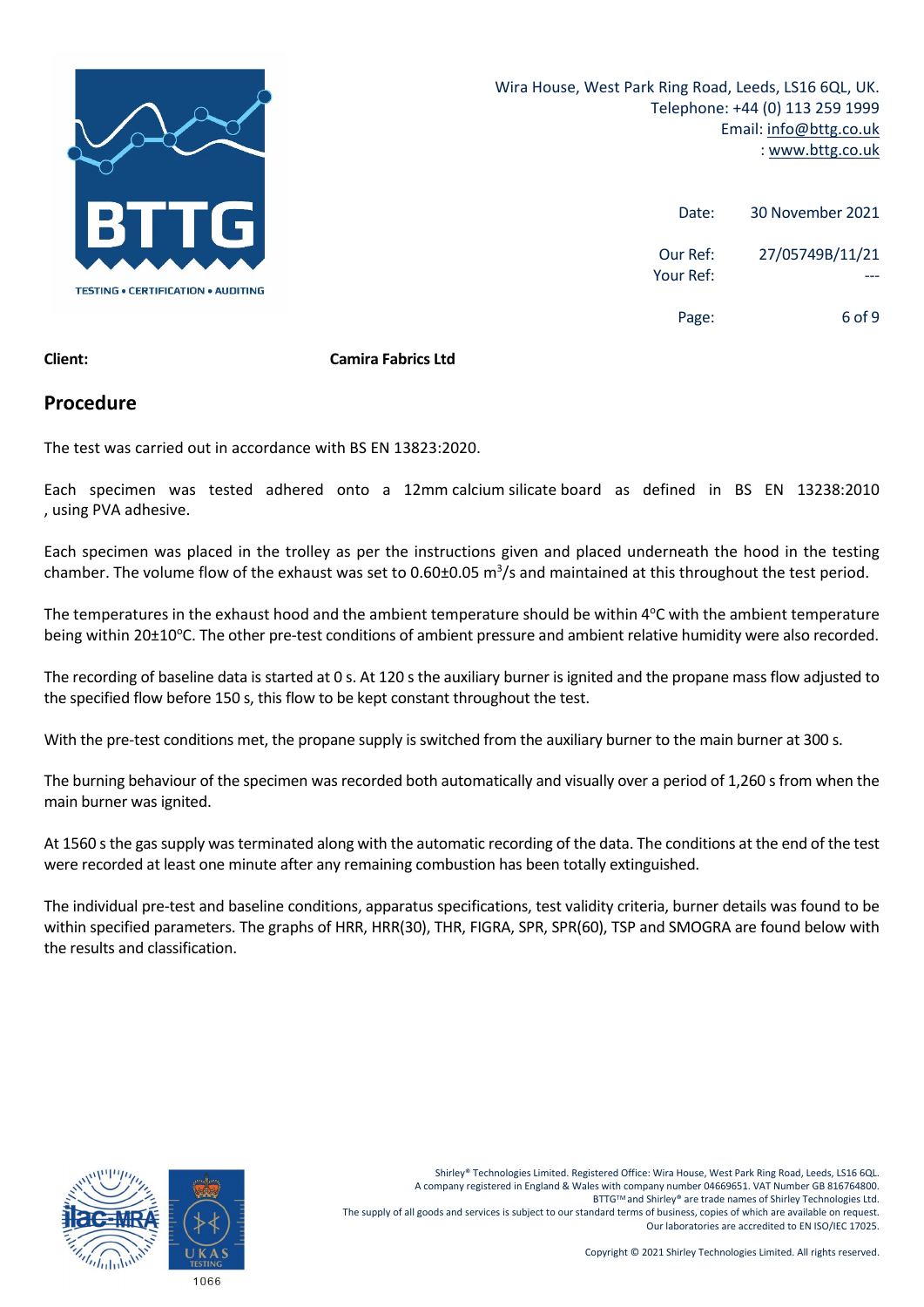Wira House, West Park Ring Road, Leeds, LS16 6QL, UK.
Telephone: +44 (0) 113 259 1999
Email: info@bttg.co.uk
: www.bttg.co.uk

Date: 30 November 2021

Our Ref: 27/05749B/11/21
Your Ref: ---

**Client:** **Camira Fabrics Ltd**

## Procedure

The test was carried out in accordance with BS EN 13823:2020.

Each specimen was tested adhered onto a 12mm calcium silicate board as defined in BS EN 13238:2010 , using PVA adhesive.

Each specimen was placed in the trolley as per the instructions given and placed underneath the hood in the testing chamber. The volume flow of the exhaust was set to 0.60±0.05 $m^3/s$ and maintained at this throughout the test period.

The temperatures in the exhaust hood and the ambient temperature should be within 4°C with the ambient temperature being within 20±10°C. The other pre-test conditions of ambient pressure and ambient relative humidity were also recorded.

The recording of baseline data is started at 0 s. At 120 s the auxiliary burner is ignited and the propane mass flow adjusted to the specified flow before 150 s, this flow to be kept constant throughout the test.

With the pre-test conditions met, the propane supply is switched from the auxiliary burner to the main burner at 300 s.

The burning behaviour of the specimen was recorded both automatically and visually over a period of 1,260 s from when the main burner was ignited.

At 1560 s the gas supply was terminated along with the automatic recording of the data. The conditions at the end of the test were recorded at least one minute after any remaining combustion has been totally extinguished.

The individual pre-test and baseline conditions, apparatus specifications, test validity criteria, burner details was found to be within specified parameters. The graphs of HRR, HRR(30), THR, FIGRA, SPR, SPR(60), TSP and SMOGRA are found below with the results and classification.

Shirley® Technologies Limited. Registered Office: Wira House, West Park Ring Road, Leeds, LS16 6QL.
A company registered in England & Wales with company number 04669651. VAT Number GB 816764800.
BTTG™ and Shirley® are trade names of Shirley Technologies Ltd.
The supply of all goods and services is subject to our standard terms of business, copies of which are available on request.
Our laboratories are accredited to EN ISO/IEC 17025.

Copyright © 2021 Shirley Technologies Limited. All rights reserved.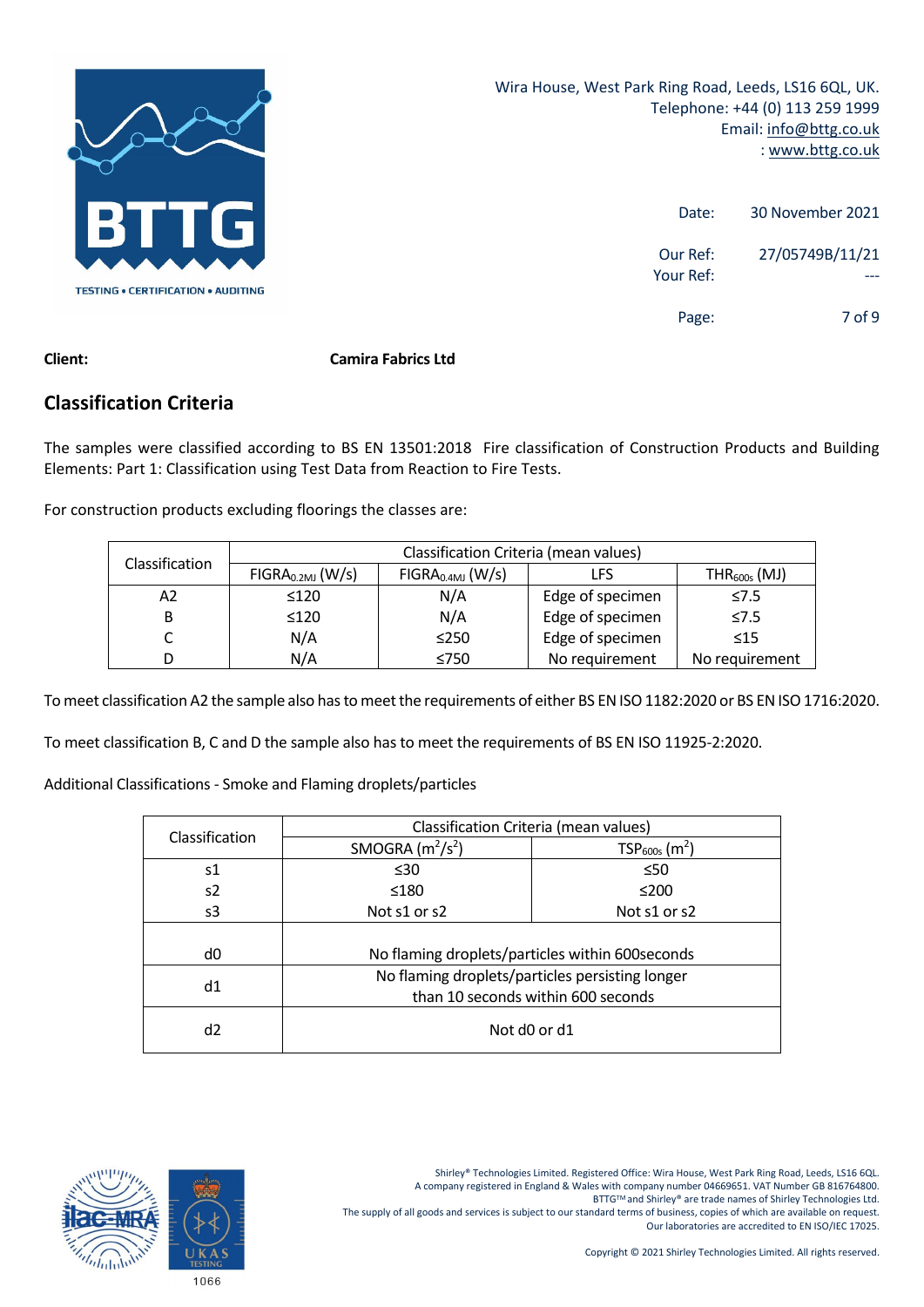Wira House, West Park Ring Road, Leeds, LS16 6QL, UK.
Telephone: +44 (0) 113 259 1999
Email: info@bttg.co.uk
: www.bttg.co.uk

Date: 30 November 2021

Our Ref: 27/05749B/11/21
Your Ref: ---

**Client:** **Camira Fabrics Ltd**

## Classification Criteria

The samples were classified according to BS EN 13501:2018 Fire classification of Construction Products and Building Elements: Part 1: Classification using Test Data from Reaction to Fire Tests.

For construction products excluding floorings the classes are:

| Classification | Classification Criteria (mean values) | | | |
|---|---|---|---|---|
| | $FIGRA_{0.2MJ}$ (W/s) | $FIGRA_{0.4MJ}$ (W/s) | LFS | $THR_{600s}$ (MJ) |
| A2 | ≤120 | N/A | Edge of specimen | ≤7.5 |
| B | ≤120 | N/A | Edge of specimen | ≤7.5 |
| C | N/A | ≤250 | Edge of specimen | ≤15 |
| D | N/A | ≤750 | No requirement | No requirement |

To meet classification A2 the sample also has to meet the requirements of either BS EN ISO 1182:2020 or BS EN ISO 1716:2020.

To meet classification B, C and D the sample also has to meet the requirements of BS EN ISO 11925-2:2020.

Additional Classifications - Smoke and Flaming droplets/particles

| Classification | Classification Criteria (mean values) | |
|---|---|---|
| | SMOGRA ($m^2/s^2$) | $TSP_{600s}$ ($m^2$) |
| s1 | ≤30 | ≤50 |
| s2 | ≤180 | ≤200 |
| s3 | Not s1 or s2 | Not s1 or s2 |
| d0 | No flaming droplets/particles within 600seconds | |
| d1 | No flaming droplets/particles persisting longer than 10 seconds within 600 seconds | |
| d2 | Not d0 or d1 | |

Shirley® Technologies Limited. Registered Office: Wira House, West Park Ring Road, Leeds, LS16 6QL.
A company registered in England & Wales with company number 04669651. VAT Number GB 816764800.
BTTG™ and Shirley® are trade names of Shirley Technologies Ltd.
The supply of all goods and services is subject to our standard terms of business, copies of which are available on request.
Our laboratories are accredited to EN ISO/IEC 17025.

Copyright © 2021 Shirley Technologies Limited. All rights reserved.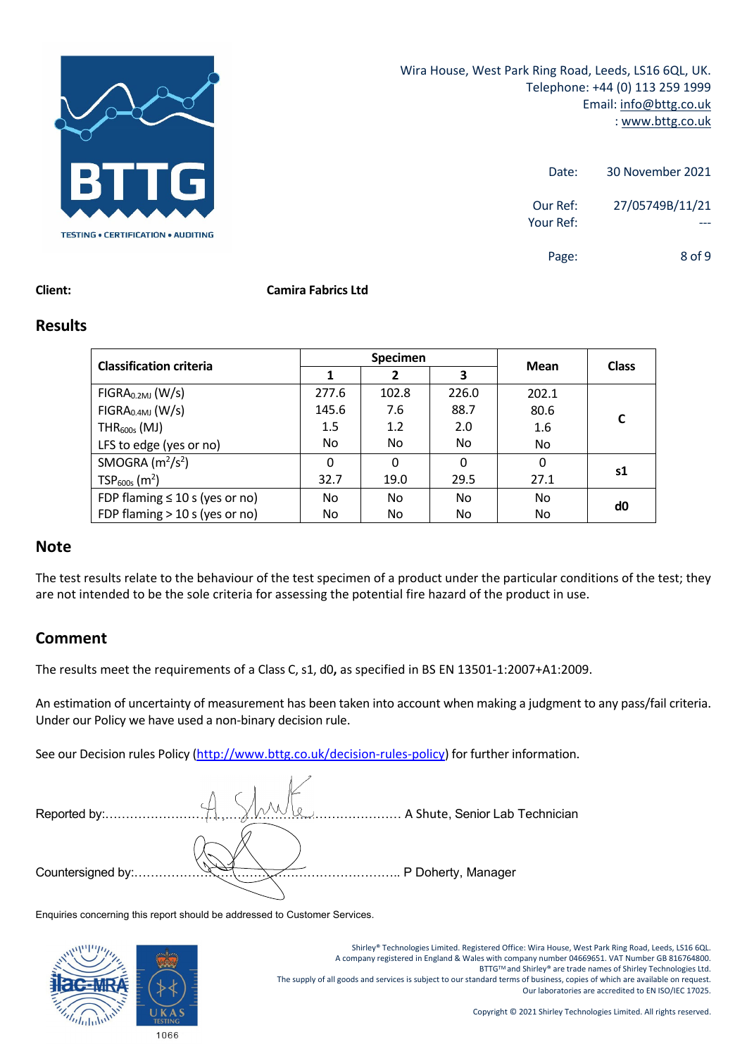Wira House, West Park Ring Road, Leeds, LS16 6QL, UK.
Telephone: +44 (0) 113 259 1999
Email: info@bttg.co.uk
: www.bttg.co.uk

Date: 30 November 2021

Our Ref: 27/05749B/11/21
Your Ref: ---

**Client:** **Camira Fabrics Ltd**

## Results

| Classification criteria | Specimen | | | Mean | Class |
|---|---|---|---|---|---|
| | 1 | 2 | 3 | | |
| $FIGRA_{0.2MJ}$ (W/s) | 277.6 | 102.8 | 226.0 | 202.1 | C |
| $FIGRA_{0.4MJ}$ (W/s) | 145.6 | 7.6 | 88.7 | 80.6 | |
| $THR_{600s}$ (MJ) | 1.5 | 1.2 | 2.0 | 1.6 | |
| LFS to edge (yes or no) | No | No | No | No | |
| SMOGRA ($m^2/s^2$) | 0 | 0 | 0 | 0 | s1 |
| $TSP_{600s}$ ($m^2$) | 32.7 | 19.0 | 29.5 | 27.1 | |
| FDP flaming ≤ 10 s (yes or no) | No | No | No | No | d0 |
| FDP flaming > 10 s (yes or no) | No | No | No | No | |

## Note

The test results relate to the behaviour of the test specimen of a product under the particular conditions of the test; they are not intended to be the sole criteria for assessing the potential fire hazard of the product in use.

## Comment

The results meet the requirements of a Class C, s1, d0**,** as specified in BS EN 13501-1:2007+A1:2009.

An estimation of uncertainty of measurement has been taken into account when making a judgment to any pass/fail criteria. Under our Policy we have used a non-binary decision rule.

See our Decision rules Policy (http://www.bttg.co.uk/decision-rules-policy) for further information.

Reported by:...................................................................... A Shute, Senior Lab Technician

Countersigned by:............................................................. P Doherty, Manager

Enquiries concerning this report should be addressed to Customer Services.

Shirley® Technologies Limited. Registered Office: Wira House, West Park Ring Road, Leeds, LS16 6QL.
A company registered in England & Wales with company number 04669651. VAT Number GB 816764800.
BTTG™ and Shirley® are trade names of Shirley Technologies Ltd.
The supply of all goods and services is subject to our standard terms of business, copies of which are available on request.
Our laboratories are accredited to EN ISO/IEC 17025.

Copyright © 2021 Shirley Technologies Limited. All rights reserved.

1066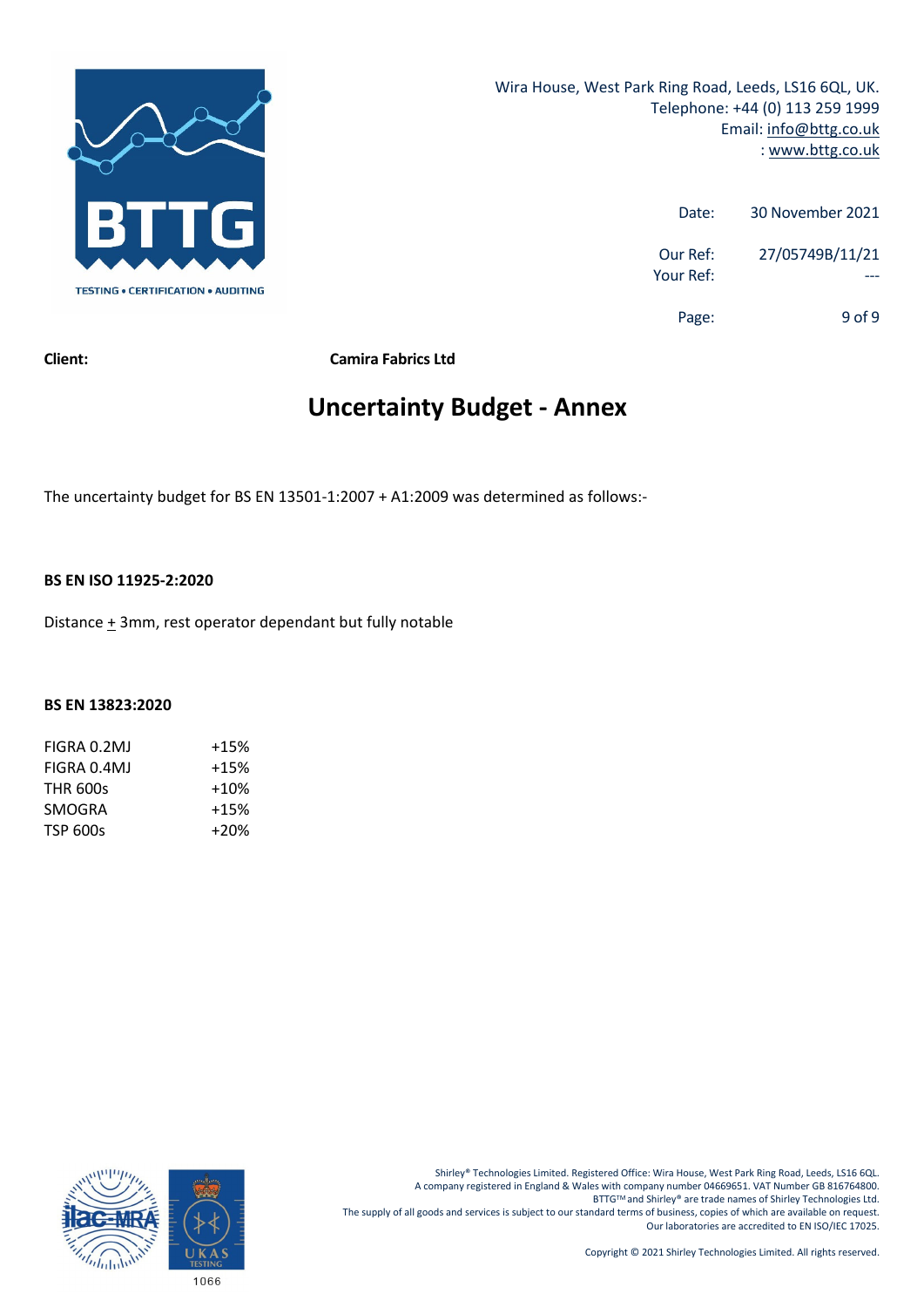Wira House, West Park Ring Road, Leeds, LS16 6QL, UK.
Telephone: +44 (0) 113 259 1999
Email: info@bttg.co.uk
: www.bttg.co.uk

| | |
|---|---|
| Date: | 30 November 2021 |
| Our Ref: | 27/05749B/11/21 |
| Your Ref: | --- |

**Client:** **Camira Fabrics Ltd**

# Uncertainty Budget - Annex

The uncertainty budget for BS EN 13501-1:2007 + A1:2009 was determined as follows:-

**BS EN ISO 11925-2:2020**

Distance $\pm$ 3mm, rest operator dependant but fully notable

**BS EN 13823:2020**

| | |
|---|---|
| FIGRA 0.2MJ | +15% |
| FIGRA 0.4MJ | +15% |
| THR 600s | +10% |
| SMOGRA | +15% |
| TSP 600s | +20% |

Shirley® Technologies Limited. Registered Office: Wira House, West Park Ring Road, Leeds, LS16 6QL.
A company registered in England & Wales with company number 04669651. VAT Number GB 816764800.
BTTG™ and Shirley® are trade names of Shirley Technologies Ltd.
The supply of all goods and services is subject to our standard terms of business, copies of which are available on request.
Our laboratories are accredited to EN ISO/IEC 17025.

Copyright © 2021 Shirley Technologies Limited. All rights reserved.